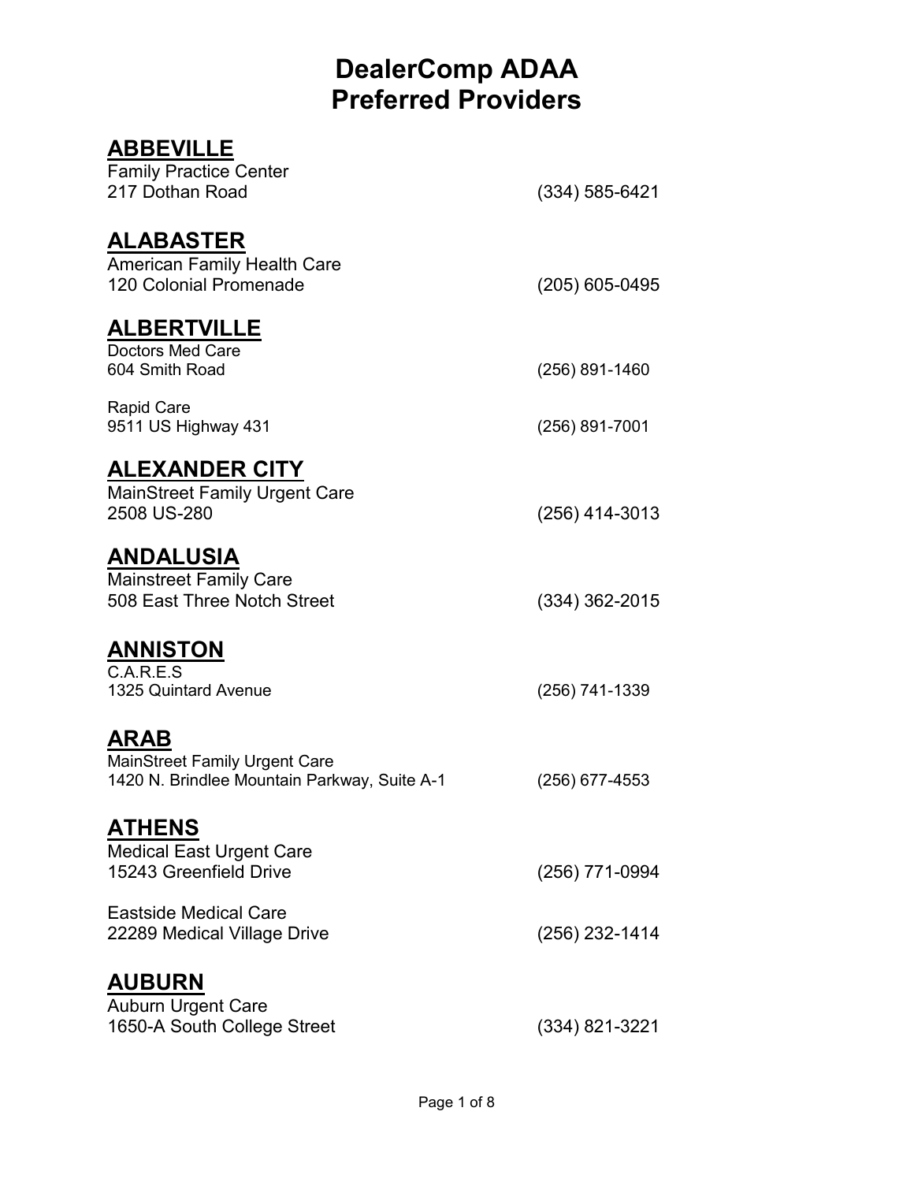# DealerComp ADAA
# Preferred Providers

## ABBEVILLE

Family Practice Center
217 Dothan Road (334) 585-6421

## ALABASTER

American Family Health Care
120 Colonial Promenade (205) 605-0495

## ALBERTVILLE

Doctors Med Care
604 Smith Road (256) 891-1460

Rapid Care
9511 US Highway 431 (256) 891-7001

## ALEXANDER CITY

MainStreet Family Urgent Care
2508 US-280 (256) 414-3013

## ANDALUSIA

Mainstreet Family Care
508 East Three Notch Street (334) 362-2015

## ANNISTON

C.A.R.E.S
1325 Quintard Avenue (256) 741-1339

## ARAB

MainStreet Family Urgent Care
1420 N. Brindlee Mountain Parkway, Suite A-1 (256) 677-4553

## ATHENS

Medical East Urgent Care
15243 Greenfield Drive (256) 771-0994

Eastside Medical Care
22289 Medical Village Drive (256) 232-1414

## AUBURN

Auburn Urgent Care
1650-A South College Street (334) 821-3221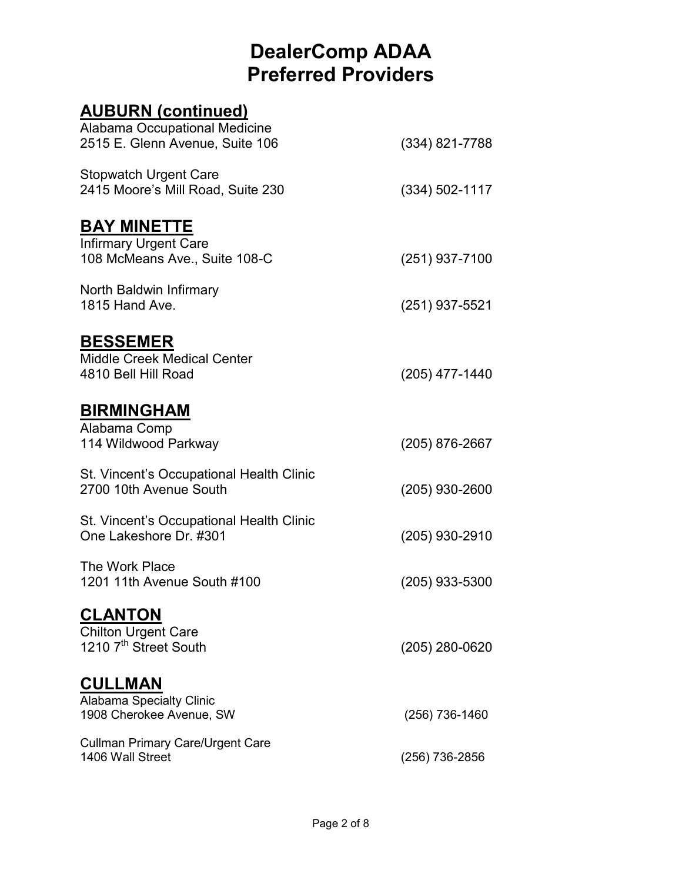# DealerComp ADAA
# Preferred Providers

## AUBURN (continued)

Alabama Occupational Medicine
2515 E. Glenn Avenue, Suite 106 (334) 821-7788

Stopwatch Urgent Care
2415 Moore's Mill Road, Suite 230 (334) 502-1117

## BAY MINETTE

Infirmary Urgent Care
108 McMeans Ave., Suite 108-C (251) 937-7100

North Baldwin Infirmary
1815 Hand Ave. (251) 937-5521

## BESSEMER

Middle Creek Medical Center
4810 Bell Hill Road (205) 477-1440

## BIRMINGHAM

Alabama Comp
114 Wildwood Parkway (205) 876-2667

St. Vincent's Occupational Health Clinic
2700 10th Avenue South (205) 930-2600

St. Vincent's Occupational Health Clinic
One Lakeshore Dr. #301 (205) 930-2910

The Work Place
1201 11th Avenue South #100 (205) 933-5300

## CLANTON

Chilton Urgent Care
1210 7th Street South (205) 280-0620

## CULLMAN

Alabama Specialty Clinic
1908 Cherokee Avenue, SW (256) 736-1460

Cullman Primary Care/Urgent Care
1406 Wall Street (256) 736-2856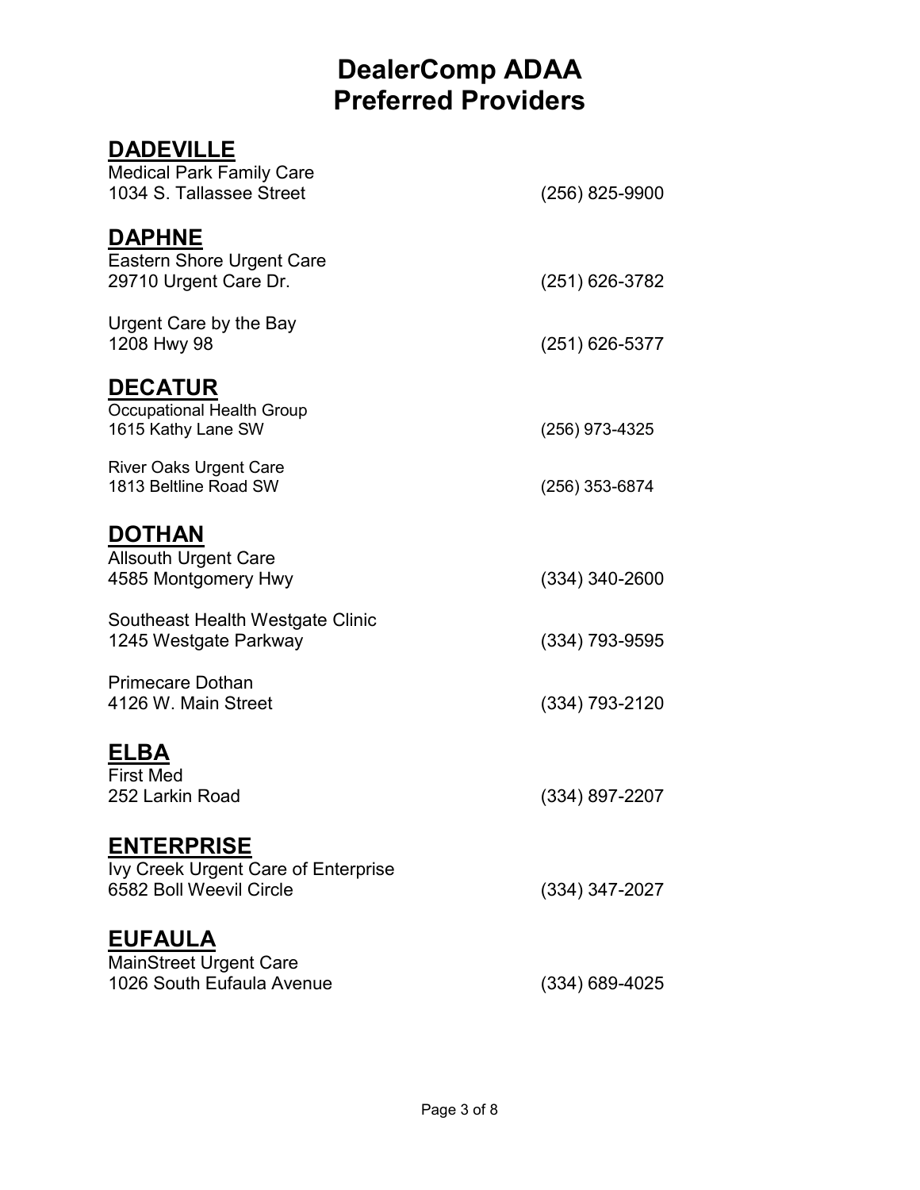# DealerComp ADAA
# Preferred Providers

## DADEVILLE

Medical Park Family Care
1034 S. Tallassee Street — (256) 825-9900

## DAPHNE

Eastern Shore Urgent Care
29710 Urgent Care Dr. — (251) 626-3782

Urgent Care by the Bay
1208 Hwy 98 — (251) 626-5377

## DECATUR

Occupational Health Group
1615 Kathy Lane SW — (256) 973-4325

River Oaks Urgent Care
1813 Beltline Road SW — (256) 353-6874

## DOTHAN

Allsouth Urgent Care
4585 Montgomery Hwy — (334) 340-2600

Southeast Health Westgate Clinic
1245 Westgate Parkway — (334) 793-9595

Primecare Dothan
4126 W. Main Street — (334) 793-2120

## ELBA

First Med
252 Larkin Road — (334) 897-2207

## ENTERPRISE

Ivy Creek Urgent Care of Enterprise
6582 Boll Weevil Circle — (334) 347-2027

## EUFAULA

MainStreet Urgent Care
1026 South Eufaula Avenue — (334) 689-4025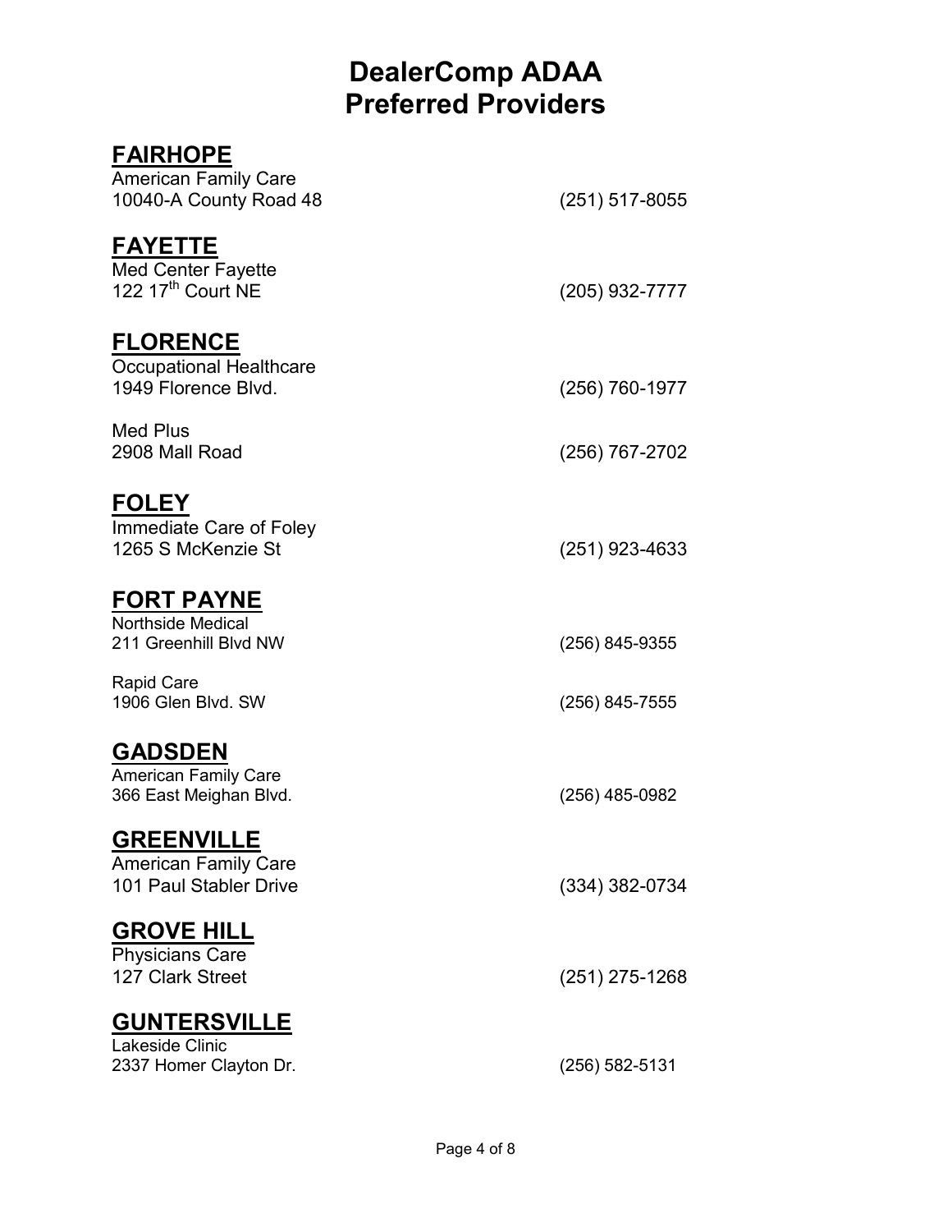# DealerComp ADAA
# Preferred Providers

## FAIRHOPE

American Family Care
10040-A County Road 48 (251) 517-8055

## FAYETTE

Med Center Fayette
122 17th Court NE (205) 932-7777

## FLORENCE

Occupational Healthcare
1949 Florence Blvd. (256) 760-1977

Med Plus
2908 Mall Road (256) 767-2702

## FOLEY

Immediate Care of Foley
1265 S McKenzie St (251) 923-4633

## FORT PAYNE

Northside Medical
211 Greenhill Blvd NW (256) 845-9355

Rapid Care
1906 Glen Blvd. SW (256) 845-7555

## GADSDEN

American Family Care
366 East Meighan Blvd. (256) 485-0982

## GREENVILLE

American Family Care
101 Paul Stabler Drive (334) 382-0734

## GROVE HILL

Physicians Care
127 Clark Street (251) 275-1268

## GUNTERSVILLE

Lakeside Clinic
2337 Homer Clayton Dr. (256) 582-5131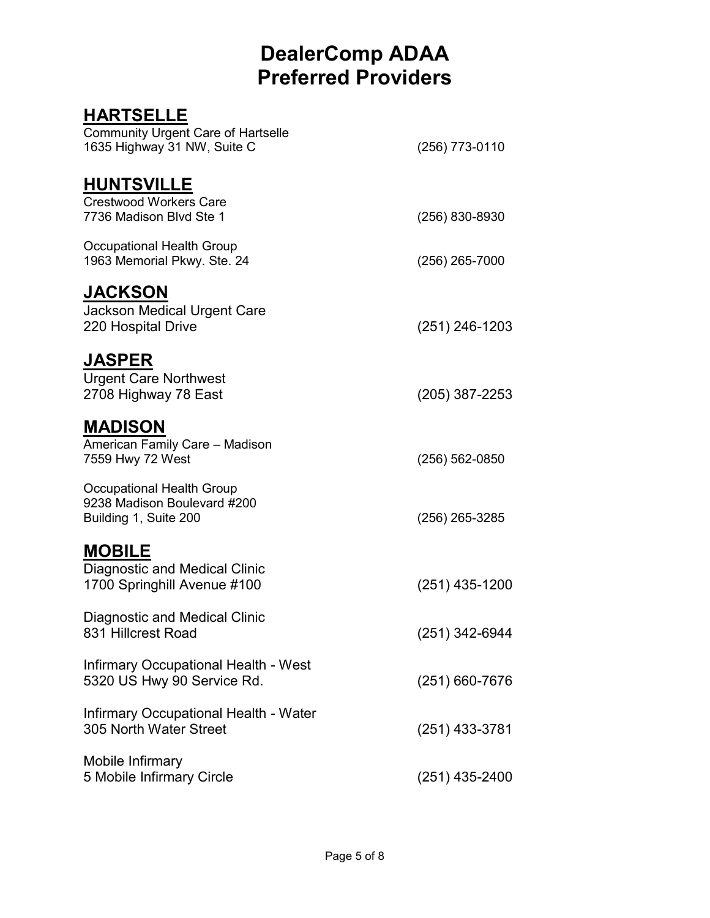# DealerComp ADAA
# Preferred Providers

## HARTSELLE

Community Urgent Care of Hartselle
1635 Highway 31 NW, Suite C — (256) 773-0110

## HUNTSVILLE

Crestwood Workers Care
7736 Madison Blvd Ste 1 — (256) 830-8930

Occupational Health Group
1963 Memorial Pkwy. Ste. 24 — (256) 265-7000

## JACKSON

Jackson Medical Urgent Care
220 Hospital Drive — (251) 246-1203

## JASPER

Urgent Care Northwest
2708 Highway 78 East — (205) 387-2253

## MADISON

American Family Care – Madison
7559 Hwy 72 West — (256) 562-0850

Occupational Health Group
9238 Madison Boulevard #200
Building 1, Suite 200 — (256) 265-3285

## MOBILE

Diagnostic and Medical Clinic
1700 Springhill Avenue #100 — (251) 435-1200

Diagnostic and Medical Clinic
831 Hillcrest Road — (251) 342-6944

Infirmary Occupational Health - West
5320 US Hwy 90 Service Rd. — (251) 660-7676

Infirmary Occupational Health - Water
305 North Water Street — (251) 433-3781

Mobile Infirmary
5 Mobile Infirmary Circle — (251) 435-2400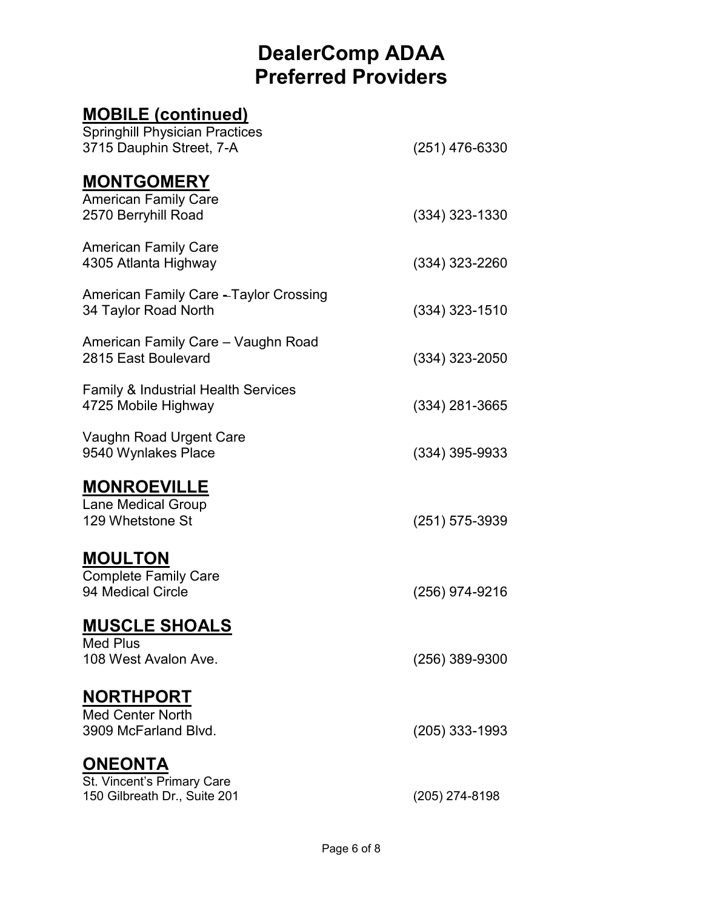# DealerComp ADAA
# Preferred Providers

## MOBILE (continued)

Springhill Physician Practices
3715 Dauphin Street, 7-A (251) 476-6330

## MONTGOMERY

American Family Care
2570 Berryhill Road (334) 323-1330

American Family Care
4305 Atlanta Highway (334) 323-2260

American Family Care – Taylor Crossing
34 Taylor Road North (334) 323-1510

American Family Care – Vaughn Road
2815 East Boulevard (334) 323-2050

Family & Industrial Health Services
4725 Mobile Highway (334) 281-3665

Vaughn Road Urgent Care
9540 Wynlakes Place (334) 395-9933

## MONROEVILLE

Lane Medical Group
129 Whetstone St (251) 575-3939

## MOULTON

Complete Family Care
94 Medical Circle (256) 974-9216

## MUSCLE SHOALS

Med Plus
108 West Avalon Ave. (256) 389-9300

## NORTHPORT

Med Center North
3909 McFarland Blvd. (205) 333-1993

## ONEONTA

St. Vincent's Primary Care
150 Gilbreath Dr., Suite 201 (205) 274-8198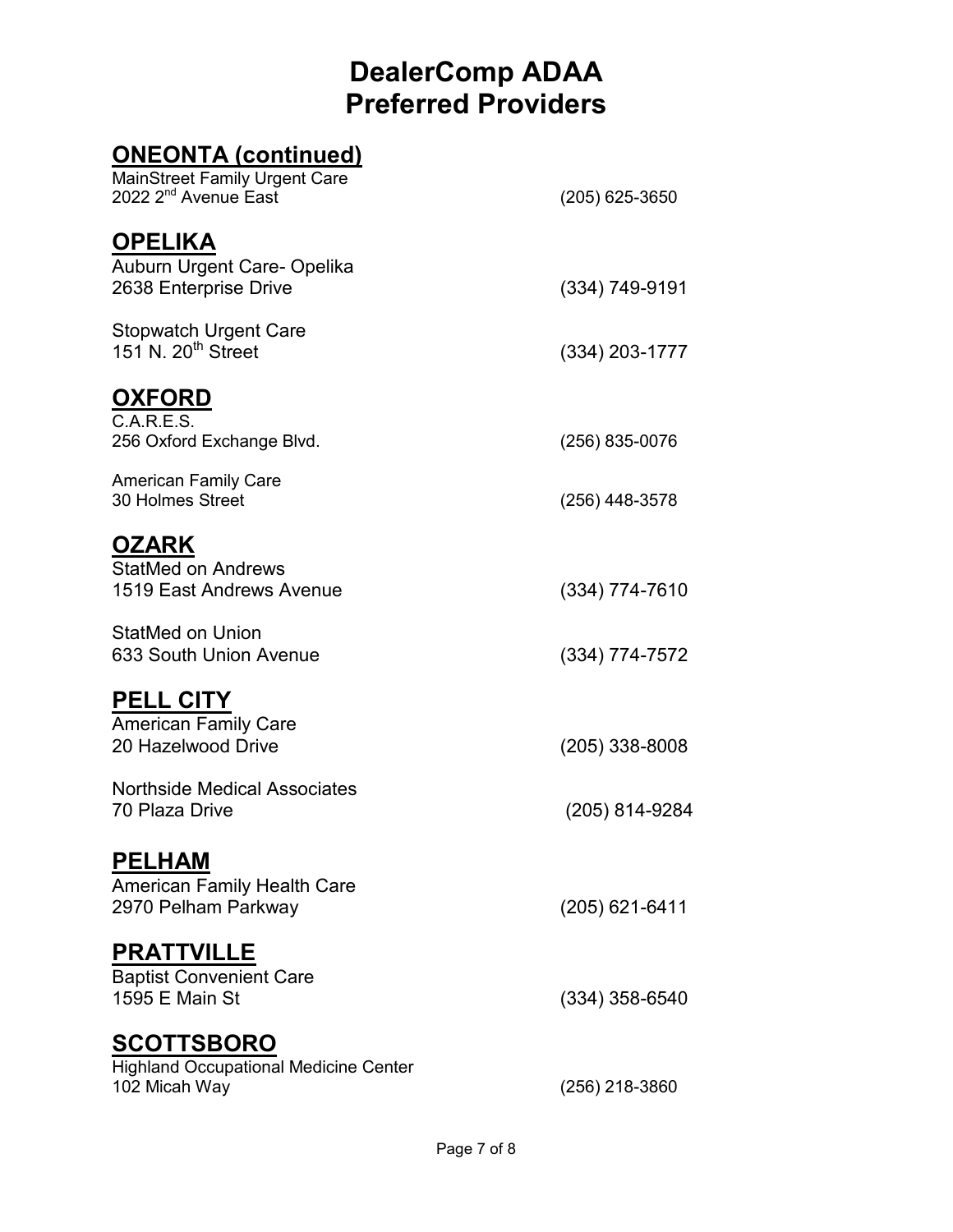# DealerComp ADAA
# Preferred Providers

## ONEONTA (continued)

MainStreet Family Urgent Care
2022 2nd Avenue East (205) 625-3650

## OPELIKA

Auburn Urgent Care- Opelika
2638 Enterprise Drive (334) 749-9191

Stopwatch Urgent Care
151 N. 20th Street (334) 203-1777

## OXFORD

C.A.R.E.S.
256 Oxford Exchange Blvd. (256) 835-0076

American Family Care
30 Holmes Street (256) 448-3578

## OZARK

StatMed on Andrews
1519 East Andrews Avenue (334) 774-7610

StatMed on Union
633 South Union Avenue (334) 774-7572

## PELL CITY

American Family Care
20 Hazelwood Drive (205) 338-8008

Northside Medical Associates
70 Plaza Drive (205) 814-9284

## PELHAM

American Family Health Care
2970 Pelham Parkway (205) 621-6411

## PRATTVILLE

Baptist Convenient Care
1595 E Main St (334) 358-6540

## SCOTTSBORO

Highland Occupational Medicine Center
102 Micah Way (256) 218-3860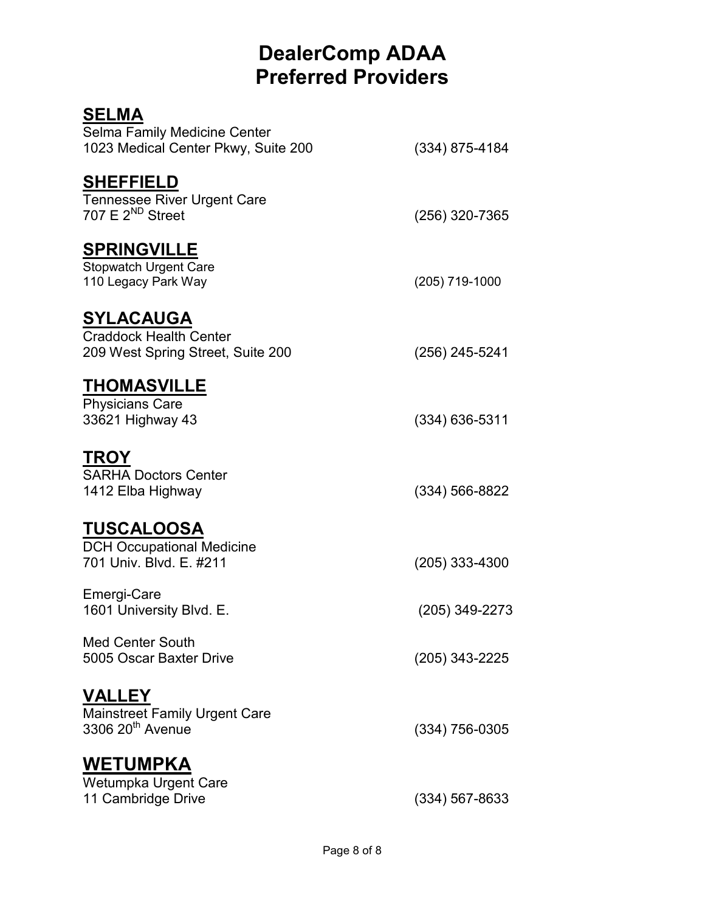# DealerComp ADAA
# Preferred Providers

## SELMA

Selma Family Medicine Center
1023 Medical Center Pkwy, Suite 200 (334) 875-4184

## SHEFFIELD

Tennessee River Urgent Care
707 E 2ND Street (256) 320-7365

## SPRINGVILLE

Stopwatch Urgent Care
110 Legacy Park Way (205) 719-1000

## SYLACAUGA

Craddock Health Center
209 West Spring Street, Suite 200 (256) 245-5241

## THOMASVILLE

Physicians Care
33621 Highway 43 (334) 636-5311

## TROY

SARHA Doctors Center
1412 Elba Highway (334) 566-8822

## TUSCALOOSA

DCH Occupational Medicine
701 Univ. Blvd. E. #211 (205) 333-4300

Emergi-Care
1601 University Blvd. E. (205) 349-2273

Med Center South
5005 Oscar Baxter Drive (205) 343-2225

## VALLEY

Mainstreet Family Urgent Care
3306 20th Avenue (334) 756-0305

## WETUMPKA

Wetumpka Urgent Care
11 Cambridge Drive (334) 567-8633